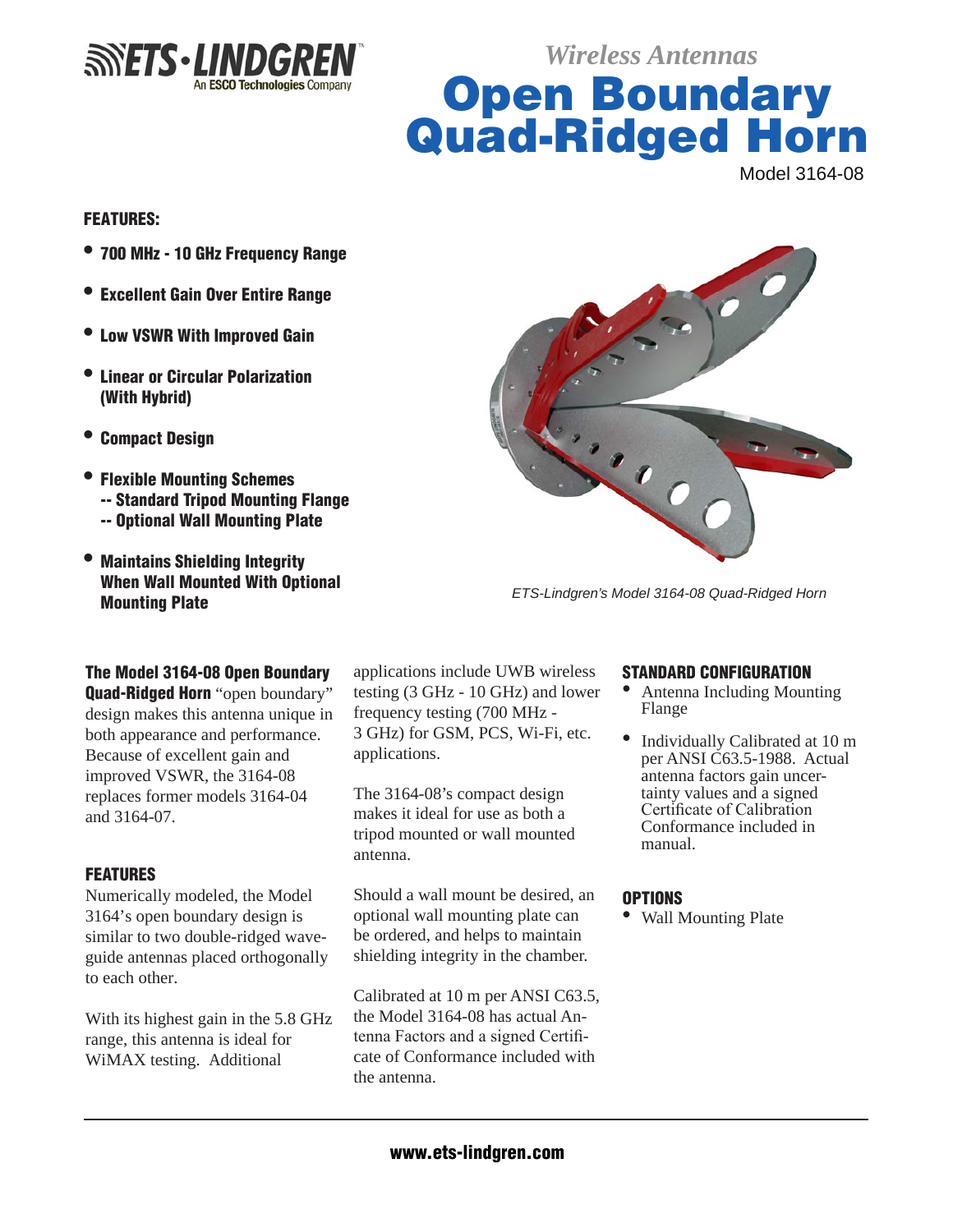ETS-LINDGREN
An ESCO Technologies Company

*Wireless Antennas*

# Open Boundary Quad-Ridged Horn

Model 3164-08

## FEATURES:

- **700 MHz - 10 GHz Frequency Range**
- **Excellent Gain Over Entire Range**
- **Low VSWR With Improved Gain**
- **Linear or Circular Polarization (With Hybrid)**
- **Compact Design**
- **Flexible Mounting Schemes**
  - **-- Standard Tripod Mounting Flange**
  - **-- Optional Wall Mounting Plate**
- **Maintains Shielding Integrity When Wall Mounted With Optional Mounting Plate**

*ETS-Lindgren's Model 3164-08 Quad-Ridged Horn*

**The Model 3164-08 Open Boundary Quad-Ridged Horn** "open boundary" design makes this antenna unique in both appearance and performance. Because of excellent gain and improved VSWR, the 3164-08 replaces former models 3164-04 and 3164-07.

## FEATURES

Numerically modeled, the Model 3164's open boundary design is similar to two double-ridged waveguide antennas placed orthogonally to each other.

With its highest gain in the 5.8 GHz range, this antenna is ideal for WiMAX testing. Additional applications include UWB wireless testing (3 GHz - 10 GHz) and lower frequency testing (700 MHz - 3 GHz) for GSM, PCS, Wi-Fi, etc. applications.

The 3164-08's compact design makes it ideal for use as both a tripod mounted or wall mounted antenna.

Should a wall mount be desired, an optional wall mounting plate can be ordered, and helps to maintain shielding integrity in the chamber.

Calibrated at 10 m per ANSI C63.5, the Model 3164-08 has actual Antenna Factors and a signed Certificate of Conformance included with the antenna.

## STANDARD CONFIGURATION

- Antenna Including Mounting Flange
- Individually Calibrated at 10 m per ANSI C63.5-1988. Actual antenna factors gain uncertainty values and a signed Certificate of Calibration Conformance included in manual.

## OPTIONS

- Wall Mounting Plate

www.ets-lindgren.com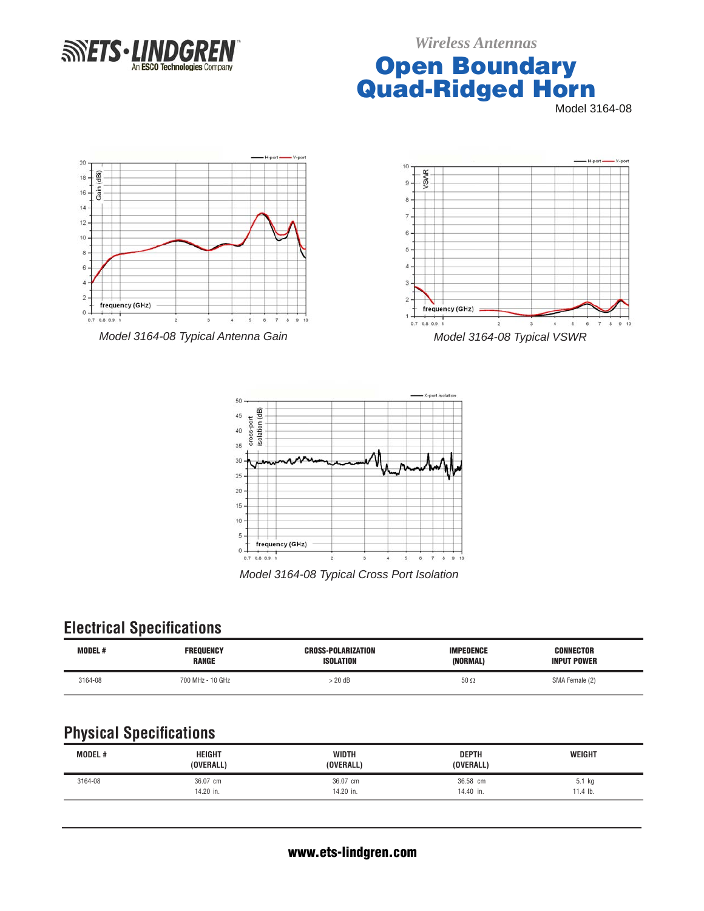# Open Boundary Quad-Ridged Horn

Model 3164-08

*Model 3164-08 Typical Antenna Gain*

*Model 3164-08 Typical VSWR*

*Model 3164-08 Typical Cross Port Isolation*

## Electrical Specifications

| MODEL # | FREQUENCY RANGE | CROSS-POLARIZATION ISOLATION | IMPEDENCE (NORMAL) | CONNECTOR INPUT POWER |
|---|---|---|---|---|
| 3164-08 | 700 MHz - 10 GHz | > 20 dB | 50 Ω | SMA Female (2) |

## Physical Specifications

| MODEL # | HEIGHT (OVERALL) | WIDTH (OVERALL) | DEPTH (OVERALL) | WEIGHT |
|---|---|---|---|---|
| 3164-08 | 36.07 cm<br>14.20 in. | 36.07 cm<br>14.20 in. | 36.58 cm<br>14.40 in. | 5.1 kg<br>11.4 lb. |

**www.ets-lindgren.com**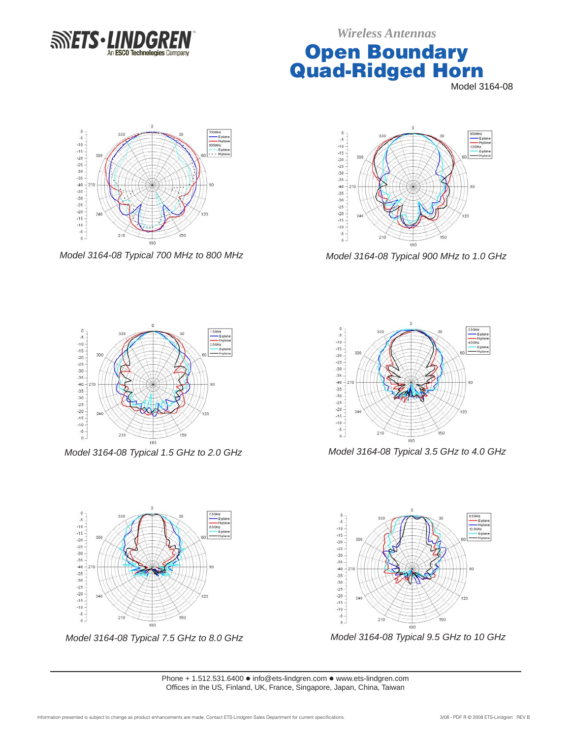# Open Boundary Quad-Ridged Horn

*Wireless Antennas*

Model 3164-08

700MHz
E-plane
H-plane
800MHz
E-plane
H-plane

*Model 3164-08 Typical 700 MHz to 800 MHz*

900MHz
E-plane
H-plane
1.0GHz
E-plane
H-plane

*Model 3164-08 Typical 900 MHz to 1.0 GHz*

1.5GHz
E-plane
H-plane
2.0GHz
E-plane
H-plane

*Model 3164-08 Typical 1.5 GHz to 2.0 GHz*

3.5GHz
E-plane
H-plane
4.0GHz
E-plane
H-plane

*Model 3164-08 Typical 3.5 GHz to 4.0 GHz*

7.5GHz
E-plane
H-plane
8.0GHz
E-plane
H-plane

*Model 3164-08 Typical 7.5 GHz to 8.0 GHz*

9.5GHz
E-plane
H-plane
10.0GHz
E-plane
H-plane

*Model 3164-08 Typical 9.5 GHz to 10 GHz*

Phone + 1.512.531.6400 ● info@ets-lindgren.com ● www.ets-lindgren.com
Offices in the US, Finland, UK, France, Singapore, Japan, China, Taiwan

Information presented is subject to change as product enhancements are made. Contact ETS-Lindgren Sales Department for current specifications.

3/08 - PDF R © 2008 ETS-Lindgren REV B